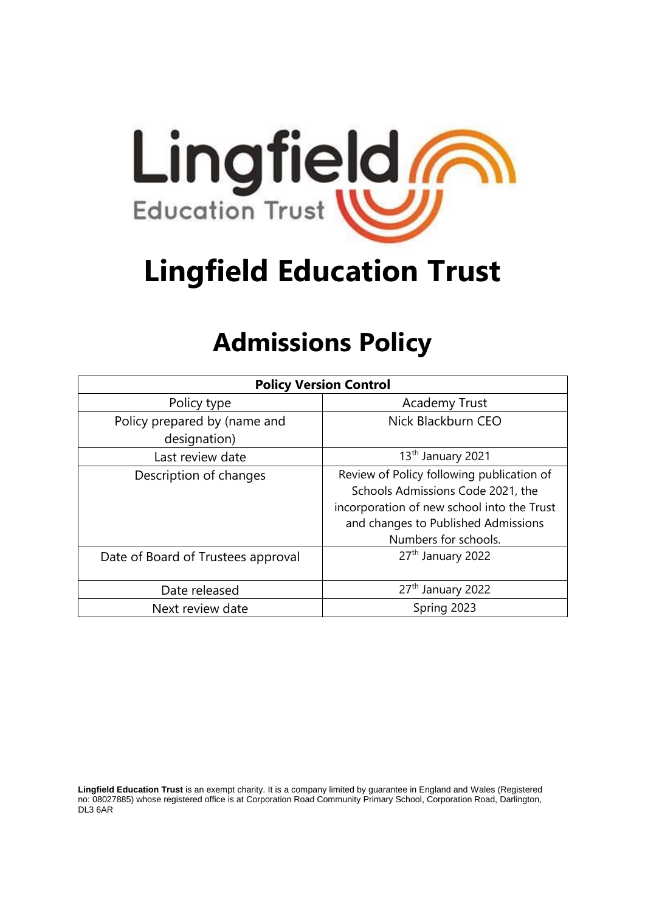# Lingfield Education Trust

# Admissions Policy

| Policy Version Control | |
|---|---|
| Policy type | Academy Trust |
| Policy prepared by (name and designation) | Nick Blackburn CEO |
| Last review date | 13th January 2021 |
| Description of changes | Review of Policy following publication of Schools Admissions Code 2021, the incorporation of new school into the Trust and changes to Published Admissions Numbers for schools. |
| Date of Board of Trustees approval | 27th January 2022 |
| Date released | 27th January 2022 |
| Next review date | Spring 2023 |

**Lingfield Education Trust** is an exempt charity. It is a company limited by guarantee in England and Wales (Registered no: 08027885) whose registered office is at Corporation Road Community Primary School, Corporation Road, Darlington, DL3 6AR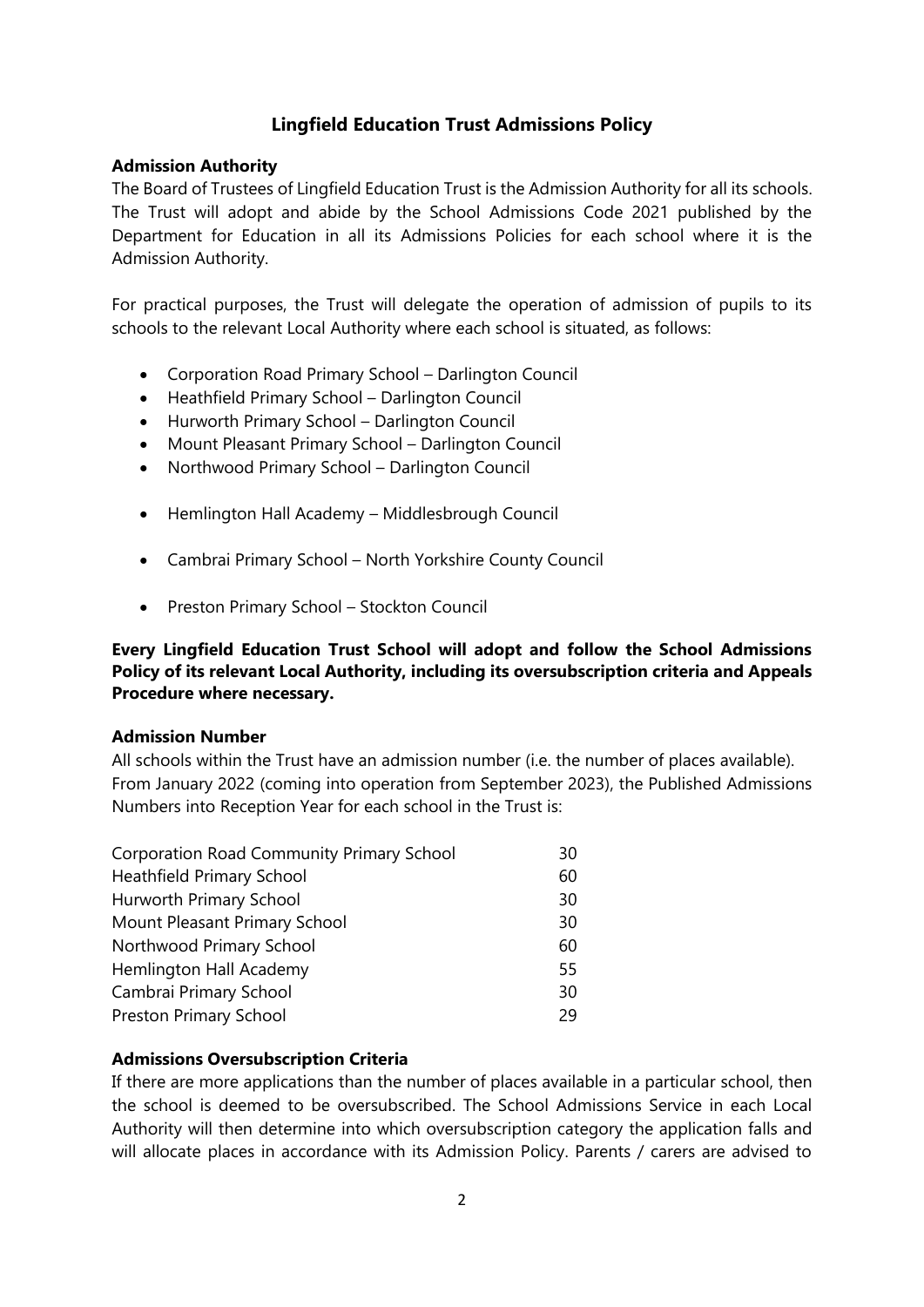# Lingfield Education Trust Admissions Policy

**Admission Authority**

The Board of Trustees of Lingfield Education Trust is the Admission Authority for all its schools. The Trust will adopt and abide by the School Admissions Code 2021 published by the Department for Education in all its Admissions Policies for each school where it is the Admission Authority.

For practical purposes, the Trust will delegate the operation of admission of pupils to its schools to the relevant Local Authority where each school is situated, as follows:

- Corporation Road Primary School – Darlington Council
- Heathfield Primary School – Darlington Council
- Hurworth Primary School – Darlington Council
- Mount Pleasant Primary School – Darlington Council
- Northwood Primary School – Darlington Council

- Hemlington Hall Academy – Middlesbrough Council

- Cambrai Primary School – North Yorkshire County Council

- Preston Primary School – Stockton Council

**Every Lingfield Education Trust School will adopt and follow the School Admissions Policy of its relevant Local Authority, including its oversubscription criteria and Appeals Procedure where necessary.**

**Admission Number**

All schools within the Trust have an admission number (i.e. the number of places available). From January 2022 (coming into operation from September 2023), the Published Admissions Numbers into Reception Year for each school in the Trust is:

| School | Number |
|---|---|
| Corporation Road Community Primary School | 30 |
| Heathfield Primary School | 60 |
| Hurworth Primary School | 30 |
| Mount Pleasant Primary School | 30 |
| Northwood Primary School | 60 |
| Hemlington Hall Academy | 55 |
| Cambrai Primary School | 30 |
| Preston Primary School | 29 |

**Admissions Oversubscription Criteria**

If there are more applications than the number of places available in a particular school, then the school is deemed to be oversubscribed. The School Admissions Service in each Local Authority will then determine into which oversubscription category the application falls and will allocate places in accordance with its Admission Policy. Parents / carers are advised to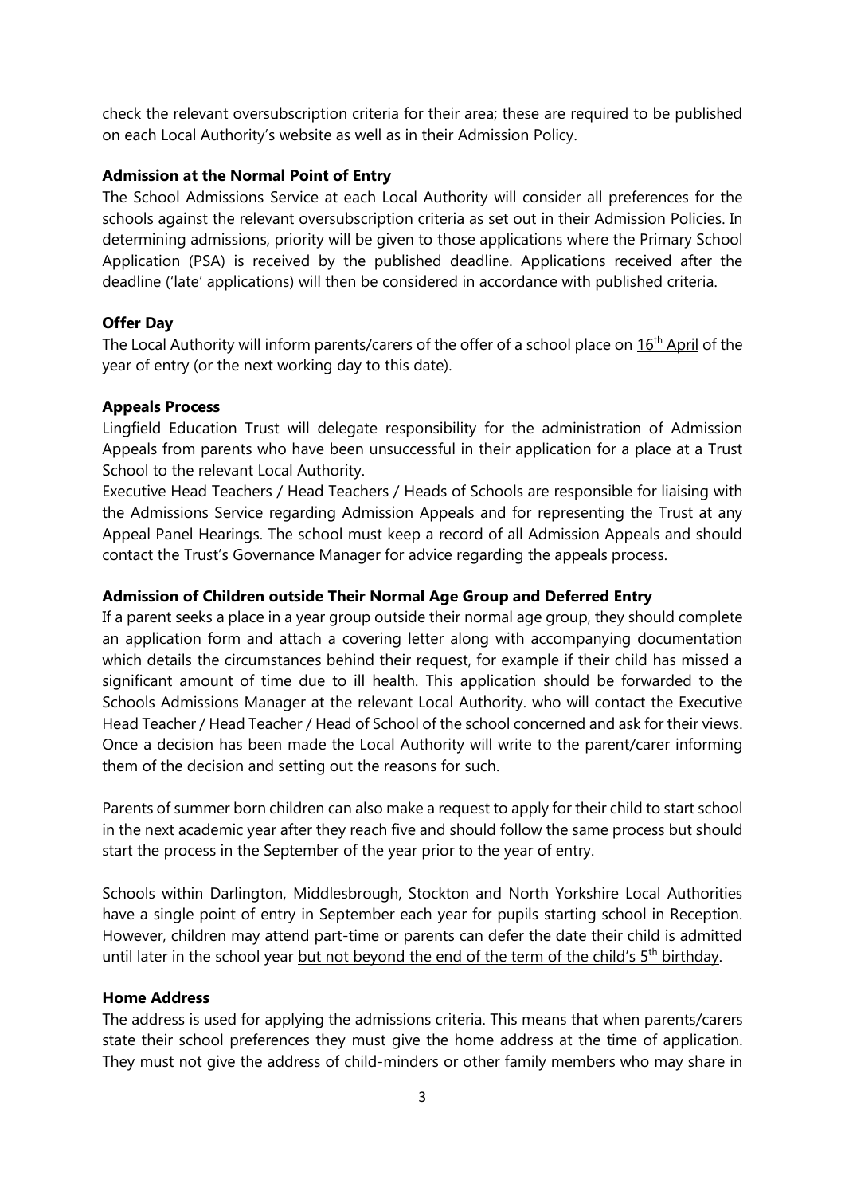check the relevant oversubscription criteria for their area; these are required to be published on each Local Authority's website as well as in their Admission Policy.

**Admission at the Normal Point of Entry**

The School Admissions Service at each Local Authority will consider all preferences for the schools against the relevant oversubscription criteria as set out in their Admission Policies. In determining admissions, priority will be given to those applications where the Primary School Application (PSA) is received by the published deadline. Applications received after the deadline ('late' applications) will then be considered in accordance with published criteria.

**Offer Day**

The Local Authority will inform parents/carers of the offer of a school place on <u>16th April</u> of the year of entry (or the next working day to this date).

**Appeals Process**

Lingfield Education Trust will delegate responsibility for the administration of Admission Appeals from parents who have been unsuccessful in their application for a place at a Trust School to the relevant Local Authority.

Executive Head Teachers / Head Teachers / Heads of Schools are responsible for liaising with the Admissions Service regarding Admission Appeals and for representing the Trust at any Appeal Panel Hearings. The school must keep a record of all Admission Appeals and should contact the Trust's Governance Manager for advice regarding the appeals process.

**Admission of Children outside Their Normal Age Group and Deferred Entry**

If a parent seeks a place in a year group outside their normal age group, they should complete an application form and attach a covering letter along with accompanying documentation which details the circumstances behind their request, for example if their child has missed a significant amount of time due to ill health. This application should be forwarded to the Schools Admissions Manager at the relevant Local Authority. who will contact the Executive Head Teacher / Head Teacher / Head of School of the school concerned and ask for their views. Once a decision has been made the Local Authority will write to the parent/carer informing them of the decision and setting out the reasons for such.

Parents of summer born children can also make a request to apply for their child to start school in the next academic year after they reach five and should follow the same process but should start the process in the September of the year prior to the year of entry.

Schools within Darlington, Middlesbrough, Stockton and North Yorkshire Local Authorities have a single point of entry in September each year for pupils starting school in Reception. However, children may attend part-time or parents can defer the date their child is admitted until later in the school year <u>but not beyond the end of the term of the child's 5th birthday</u>.

**Home Address**

The address is used for applying the admissions criteria. This means that when parents/carers state their school preferences they must give the home address at the time of application. They must not give the address of child-minders or other family members who may share in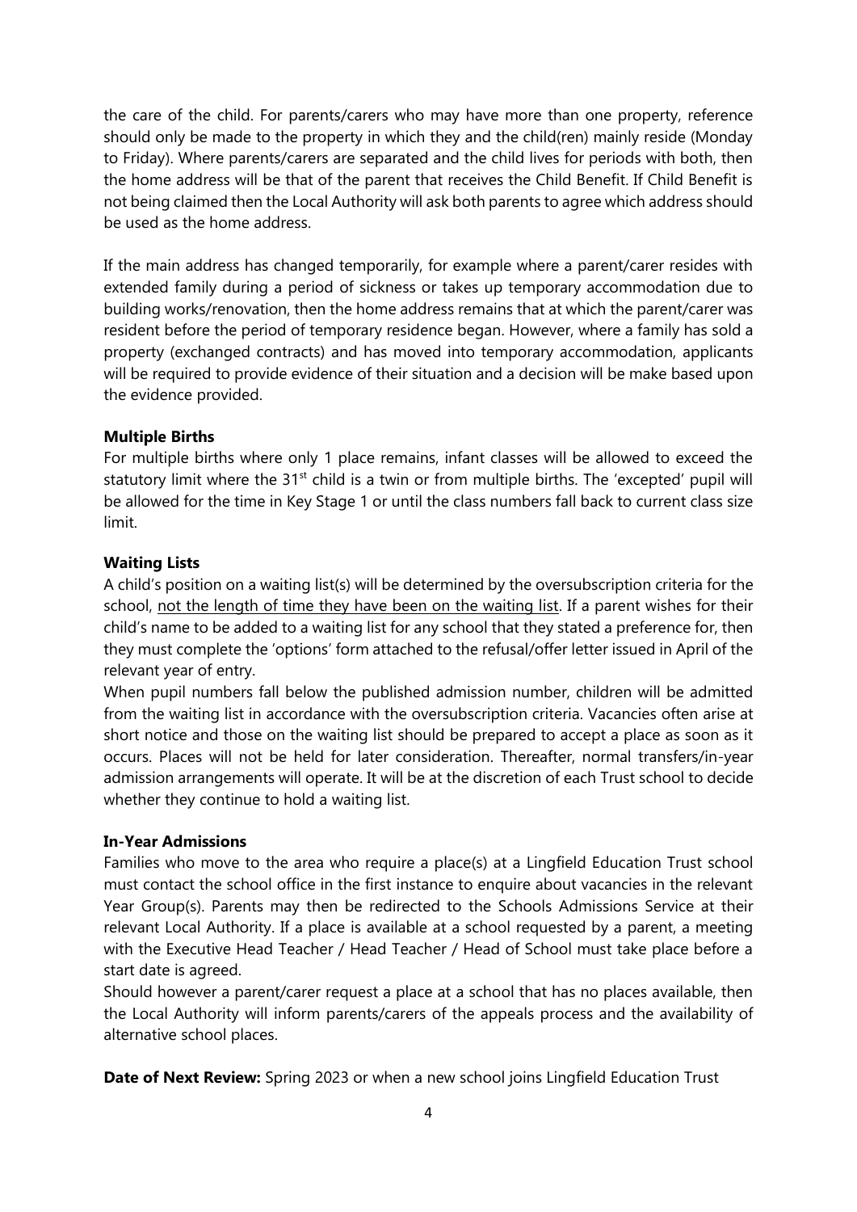the care of the child. For parents/carers who may have more than one property, reference should only be made to the property in which they and the child(ren) mainly reside (Monday to Friday). Where parents/carers are separated and the child lives for periods with both, then the home address will be that of the parent that receives the Child Benefit. If Child Benefit is not being claimed then the Local Authority will ask both parents to agree which address should be used as the home address.

If the main address has changed temporarily, for example where a parent/carer resides with extended family during a period of sickness or takes up temporary accommodation due to building works/renovation, then the home address remains that at which the parent/carer was resident before the period of temporary residence began. However, where a family has sold a property (exchanged contracts) and has moved into temporary accommodation, applicants will be required to provide evidence of their situation and a decision will be make based upon the evidence provided.

**Multiple Births**

For multiple births where only 1 place remains, infant classes will be allowed to exceed the statutory limit where the 31st child is a twin or from multiple births. The 'excepted' pupil will be allowed for the time in Key Stage 1 or until the class numbers fall back to current class size limit.

**Waiting Lists**

A child's position on a waiting list(s) will be determined by the oversubscription criteria for the school, not the length of time they have been on the waiting list. If a parent wishes for their child's name to be added to a waiting list for any school that they stated a preference for, then they must complete the 'options' form attached to the refusal/offer letter issued in April of the relevant year of entry.

When pupil numbers fall below the published admission number, children will be admitted from the waiting list in accordance with the oversubscription criteria. Vacancies often arise at short notice and those on the waiting list should be prepared to accept a place as soon as it occurs. Places will not be held for later consideration. Thereafter, normal transfers/in-year admission arrangements will operate. It will be at the discretion of each Trust school to decide whether they continue to hold a waiting list.

**In-Year Admissions**

Families who move to the area who require a place(s) at a Lingfield Education Trust school must contact the school office in the first instance to enquire about vacancies in the relevant Year Group(s). Parents may then be redirected to the Schools Admissions Service at their relevant Local Authority. If a place is available at a school requested by a parent, a meeting with the Executive Head Teacher / Head Teacher / Head of School must take place before a start date is agreed.

Should however a parent/carer request a place at a school that has no places available, then the Local Authority will inform parents/carers of the appeals process and the availability of alternative school places.

**Date of Next Review:** Spring 2023 or when a new school joins Lingfield Education Trust